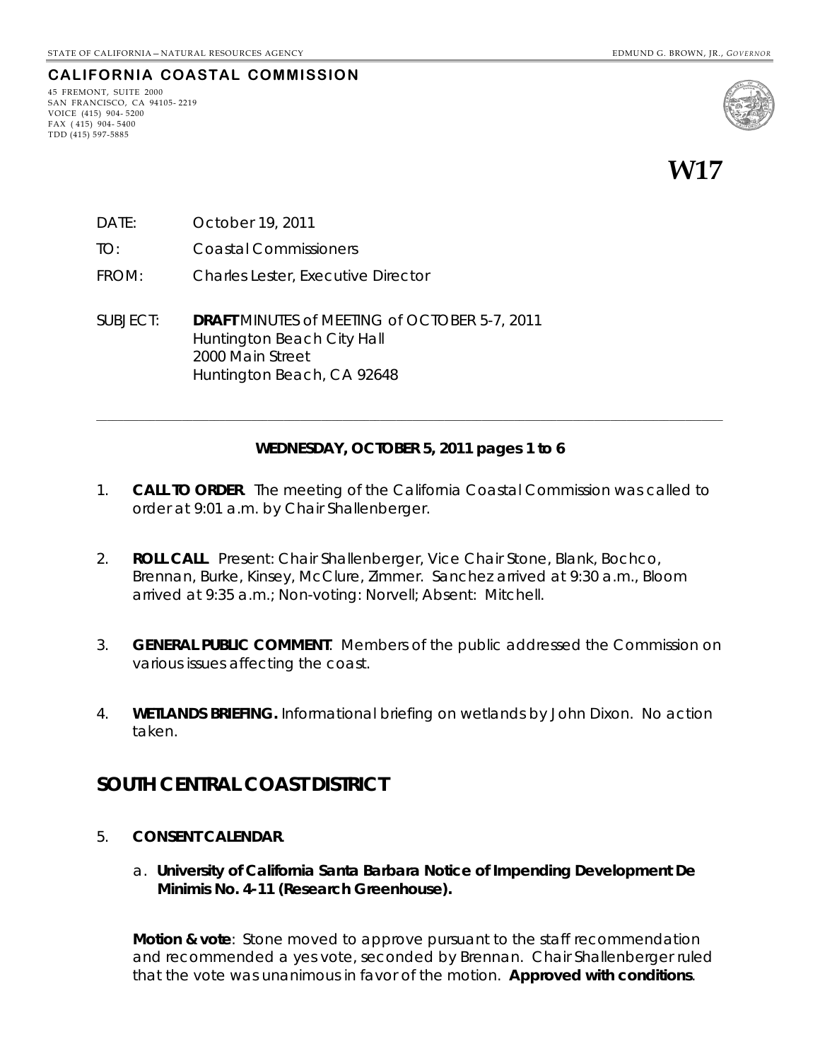STATE OF CALIFORNIA – NATURAL RESOURCES AGENCY EDMUND G. BROWN, JR., *GOVERNOR*

**CALIFORNIA COASTAL COMMISSION**
45 FREMONT, SUITE 2000
SAN FRANCISCO, CA 94105-2219
VOICE (415) 904-5200
FAX (415) 904-5400
TDD (415) 597-5885

# W17

DATE: October 19, 2011

TO: Coastal Commissioners

FROM: Charles Lester, Executive Director

SUBJECT: **DRAFT** MINUTES of MEETING of OCTOBER 5-7, 2011
Huntington Beach City Hall
2000 Main Street
Huntington Beach, CA 92648

---

**WEDNESDAY, OCTOBER 5, 2011 pages 1 to 6**

1. **CALL TO ORDER**. The meeting of the California Coastal Commission was called to order at 9:01 a.m. by Chair Shallenberger.

2. **ROLL CALL**. Present: Chair Shallenberger, Vice Chair Stone, Blank, Bochco, Brennan, Burke, Kinsey, McClure, Zimmer. Sanchez arrived at 9:30 a.m., Bloom arrived at 9:35 a.m.; Non-voting: Norvell; Absent: Mitchell.

3. **GENERAL PUBLIC COMMENT**. Members of the public addressed the Commission on various issues affecting the coast.

4. **WETLANDS BRIEFING.** Informational briefing on wetlands by John Dixon. No action taken.

## SOUTH CENTRAL COAST DISTRICT

5. **CONSENT CALENDAR**.

   a. **University of California Santa Barbara Notice of Impending Development De Minimis No. 4-11 (Research Greenhouse).**

   **Motion & vote**: Stone moved to approve pursuant to the staff recommendation and recommended a yes vote, seconded by Brennan. Chair Shallenberger ruled that the vote was unanimous in favor of the motion. **Approved with conditions**.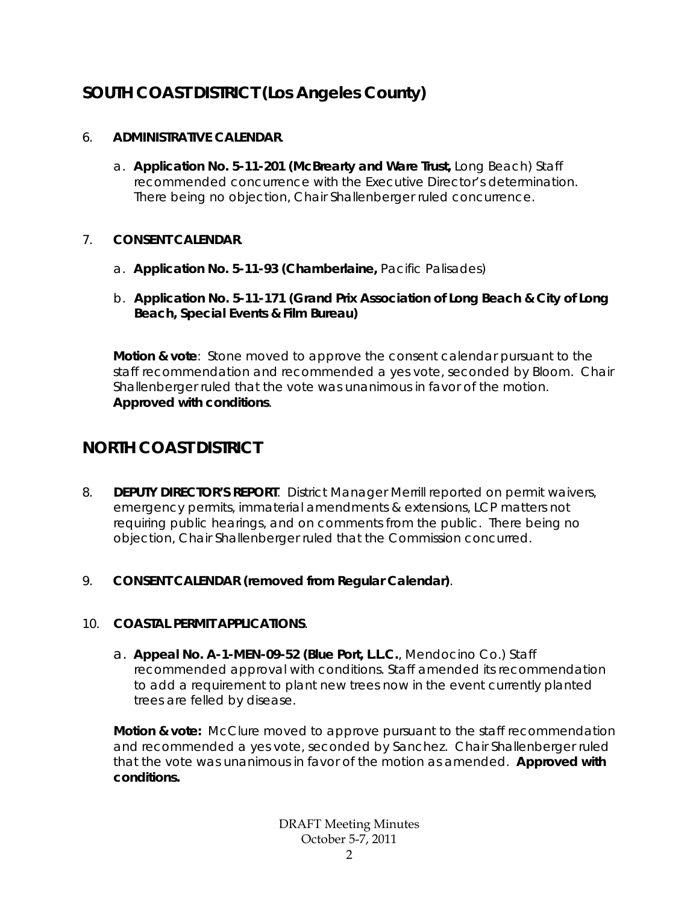## SOUTH COAST DISTRICT (Los Angeles County)

6. **ADMINISTRATIVE CALENDAR**.

   a. **Application No. 5-11-201 (McBrearty and Ware Trust,** Long Beach) Staff recommended concurrence with the Executive Director's determination. There being no objection, Chair Shallenberger ruled concurrence.

7. **CONSENT CALENDAR**.

   a. **Application No. 5-11-93 (Chamberlaine,** Pacific Palisades)

   b. **Application No. 5-11-171 (Grand Prix Association of Long Beach & City of Long Beach, Special Events & Film Bureau)**

   **Motion & vote**: Stone moved to approve the consent calendar pursuant to the staff recommendation and recommended a yes vote, seconded by Bloom. Chair Shallenberger ruled that the vote was unanimous in favor of the motion. **Approved with conditions**.

## NORTH COAST DISTRICT

8. **DEPUTY DIRECTOR'S REPORT**. District Manager Merrill reported on permit waivers, emergency permits, immaterial amendments & extensions, LCP matters not requiring public hearings, and on comments from the public. There being no objection, Chair Shallenberger ruled that the Commission concurred.

9. **CONSENT CALENDAR (removed from Regular Calendar)**.

10. **COASTAL PERMIT APPLICATIONS**.

    a. **Appeal No. A-1-MEN-09-52 (Blue Port, L.L.C.**, Mendocino Co.) Staff recommended approval with conditions. Staff amended its recommendation to add a requirement to plant new trees now in the event currently planted trees are felled by disease.

    **Motion & vote:** McClure moved to approve pursuant to the staff recommendation and recommended a yes vote, seconded by Sanchez. Chair Shallenberger ruled that the vote was unanimous in favor of the motion as amended. **Approved with conditions.**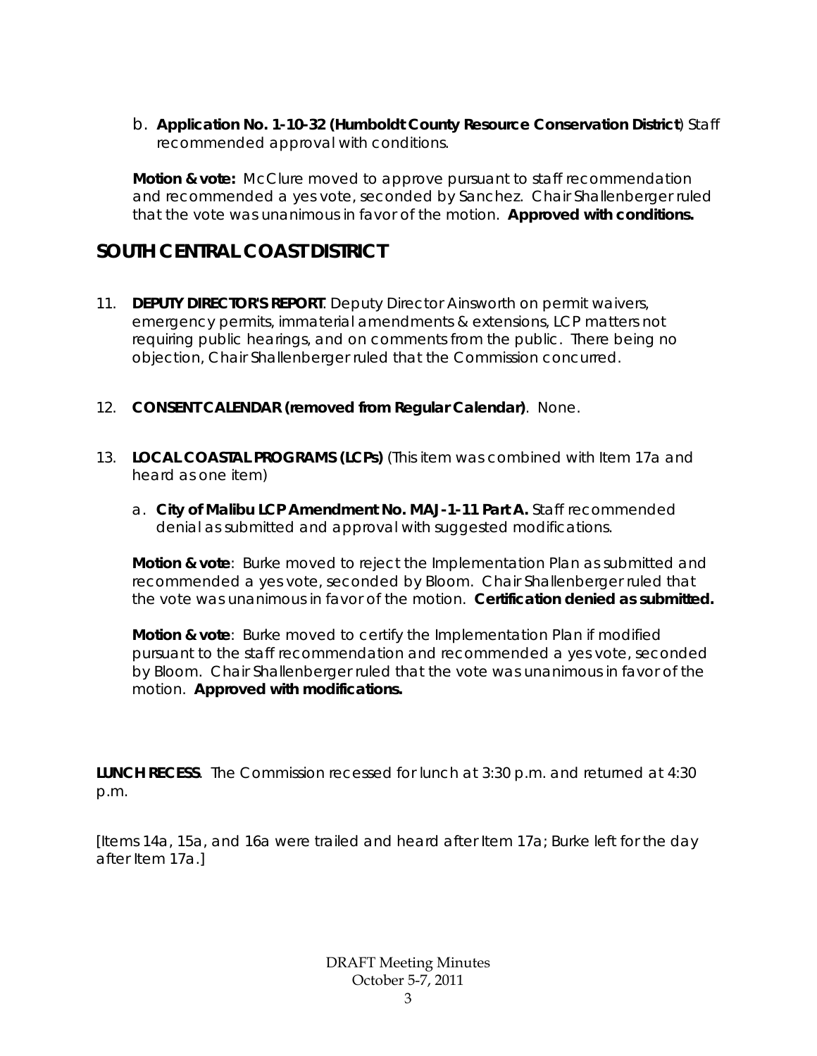b. **Application No. 1-10-32 (Humboldt County Resource Conservation District**) Staff recommended approval with conditions.

**Motion & vote:** McClure moved to approve pursuant to staff recommendation and recommended a yes vote, seconded by Sanchez. Chair Shallenberger ruled that the vote was unanimous in favor of the motion. **Approved with conditions.**

## SOUTH CENTRAL COAST DISTRICT

11. **DEPUTY DIRECTOR'S REPORT**. Deputy Director Ainsworth on permit waivers, emergency permits, immaterial amendments & extensions, LCP matters not requiring public hearings, and on comments from the public. There being no objection, Chair Shallenberger ruled that the Commission concurred.

12. **CONSENT CALENDAR (removed from Regular Calendar)**. None.

13. **LOCAL COASTAL PROGRAMS (LCPs)** (This item was combined with Item 17a and heard as one item)

    a. **City of Malibu LCP Amendment No. MAJ-1-11 Part A.** Staff recommended denial as submitted and approval with suggested modifications.

**Motion & vote**: Burke moved to reject the Implementation Plan as submitted and recommended a yes vote, seconded by Bloom. Chair Shallenberger ruled that the vote was unanimous in favor of the motion. **Certification denied as submitted.**

**Motion & vote**: Burke moved to certify the Implementation Plan if modified pursuant to the staff recommendation and recommended a yes vote, seconded by Bloom. Chair Shallenberger ruled that the vote was unanimous in favor of the motion. **Approved with modifications.**

**LUNCH RECESS**. The Commission recessed for lunch at 3:30 p.m. and returned at 4:30 p.m.

[Items 14a, 15a, and 16a were trailed and heard after Item 17a; Burke left for the day after Item 17a.]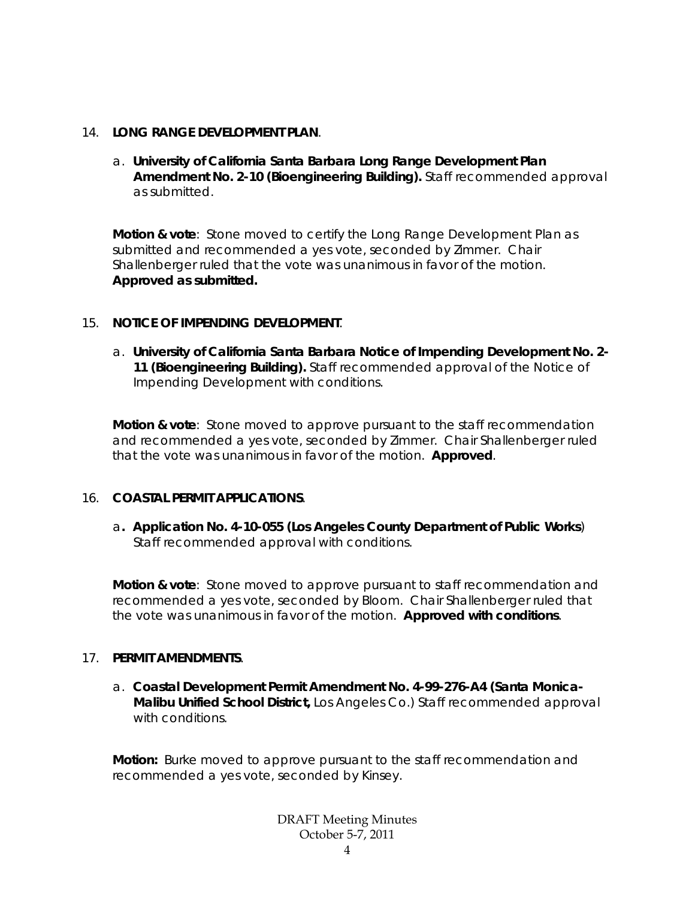14. **LONG RANGE DEVELOPMENT PLAN**.

    a. **University of California Santa Barbara Long Range Development Plan Amendment No. 2-10 (Bioengineering Building).** Staff recommended approval as submitted.

**Motion & vote**: Stone moved to certify the Long Range Development Plan as submitted and recommended a yes vote, seconded by Zimmer. Chair Shallenberger ruled that the vote was unanimous in favor of the motion. **Approved as submitted.**

15. **NOTICE OF IMPENDING DEVELOPMENT**.

    a. **University of California Santa Barbara Notice of Impending Development No. 2-11 (Bioengineering Building).** Staff recommended approval of the Notice of Impending Development with conditions.

**Motion & vote**: Stone moved to approve pursuant to the staff recommendation and recommended a yes vote, seconded by Zimmer. Chair Shallenberger ruled that the vote was unanimous in favor of the motion. **Approved**.

16. **COASTAL PERMIT APPLICATIONS**.

    a**. Application No. 4-10-055 (Los Angeles County Department of Public Works**) Staff recommended approval with conditions.

**Motion & vote**: Stone moved to approve pursuant to staff recommendation and recommended a yes vote, seconded by Bloom. Chair Shallenberger ruled that the vote was unanimous in favor of the motion. **Approved with conditions**.

17. **PERMIT AMENDMENTS**.

    a. **Coastal Development Permit Amendment No. 4-99-276-A4 (Santa Monica-Malibu Unified School District,** Los Angeles Co.) Staff recommended approval with conditions.

**Motion:** Burke moved to approve pursuant to the staff recommendation and recommended a yes vote, seconded by Kinsey.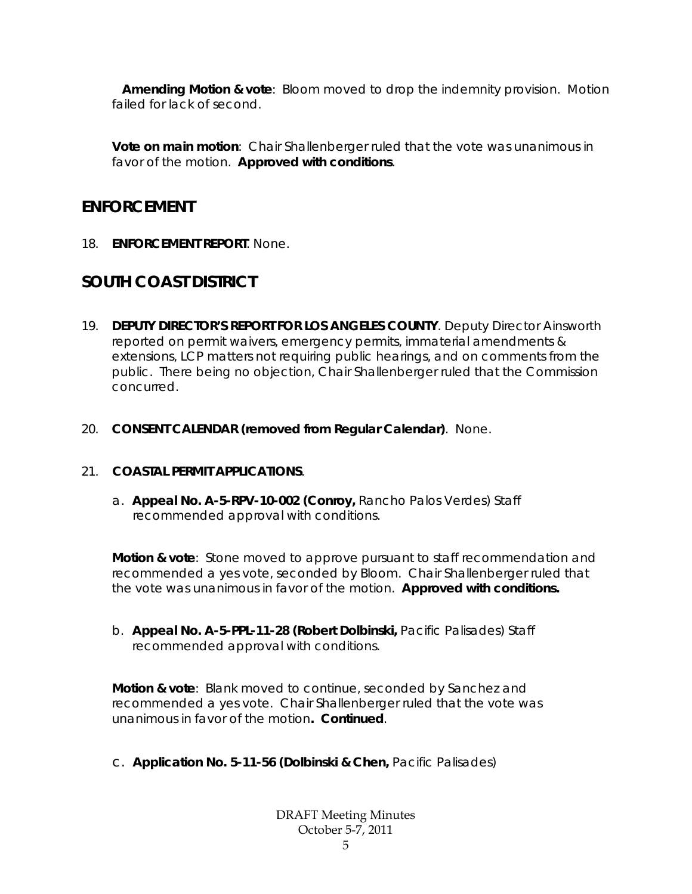**Amending Motion & vote**: Bloom moved to drop the indemnity provision. Motion failed for lack of second.

**Vote on main motion**: Chair Shallenberger ruled that the vote was unanimous in favor of the motion. **Approved with conditions**.

## ENFORCEMENT

18. **ENFORCEMENT REPORT**. None.

## SOUTH COAST DISTRICT

19. **DEPUTY DIRECTOR'S REPORT FOR LOS ANGELES COUNTY**. Deputy Director Ainsworth reported on permit waivers, emergency permits, immaterial amendments & extensions, LCP matters not requiring public hearings, and on comments from the public. There being no objection, Chair Shallenberger ruled that the Commission concurred.

20. **CONSENT CALENDAR (removed from Regular Calendar)**. None.

21. **COASTAL PERMIT APPLICATIONS**.

    a. **Appeal No. A-5-RPV-10-002 (Conroy,** Rancho Palos Verdes) Staff recommended approval with conditions.

    **Motion & vote**: Stone moved to approve pursuant to staff recommendation and recommended a yes vote, seconded by Bloom. Chair Shallenberger ruled that the vote was unanimous in favor of the motion. **Approved with conditions.**

    b. **Appeal No. A-5-PPL-11-28 (Robert Dolbinski,** Pacific Palisades) Staff recommended approval with conditions.

    **Motion & vote**: Blank moved to continue, seconded by Sanchez and recommended a yes vote. Chair Shallenberger ruled that the vote was unanimous in favor of the motion**. Continued**.

    c. **Application No. 5-11-56 (Dolbinski & Chen,** Pacific Palisades)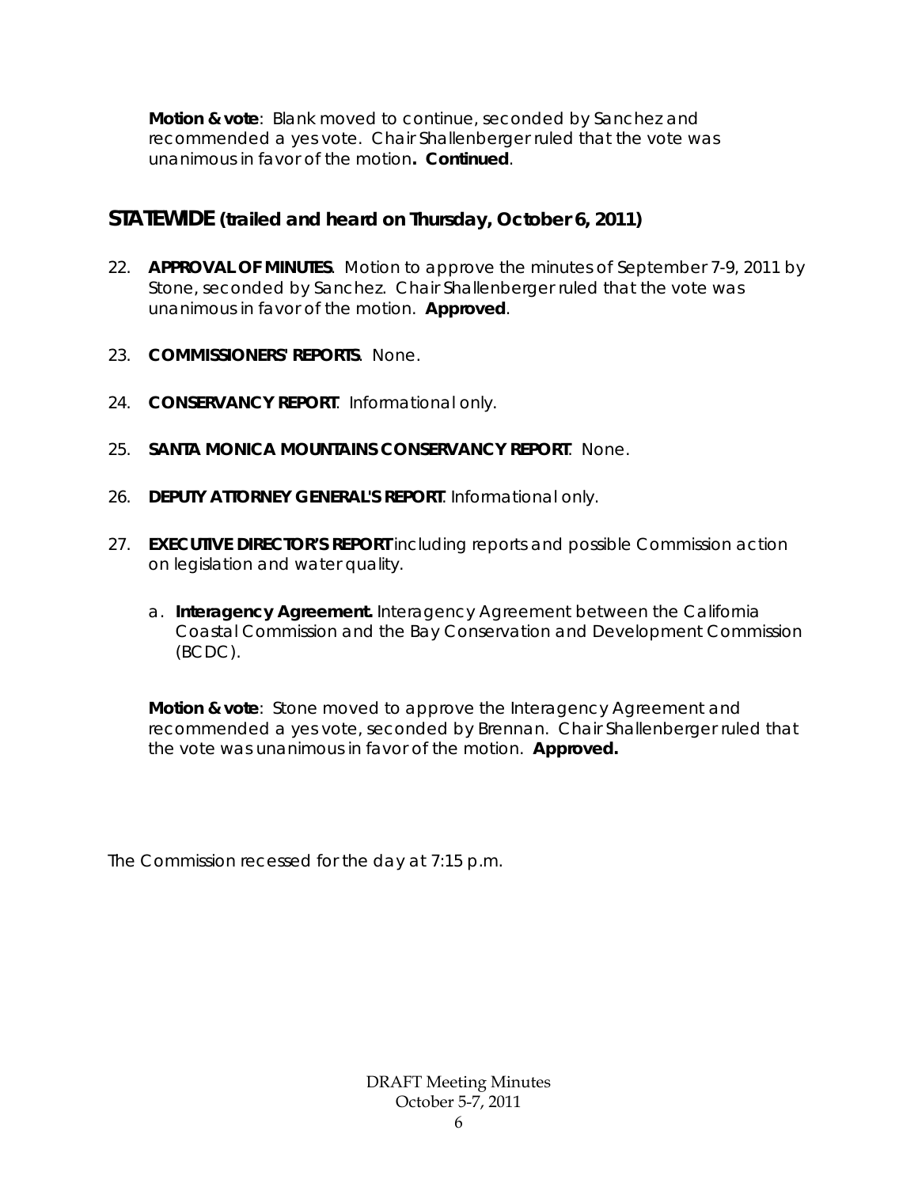**Motion & vote**: Blank moved to continue, seconded by Sanchez and recommended a yes vote. Chair Shallenberger ruled that the vote was unanimous in favor of the motion**. Continued**.

## STATEWIDE (trailed and heard on Thursday, October 6, 2011)

22. **APPROVAL OF MINUTES**. Motion to approve the minutes of September 7-9, 2011 by Stone, seconded by Sanchez. Chair Shallenberger ruled that the vote was unanimous in favor of the motion. **Approved**.

23. **COMMISSIONERS' REPORTS**. None.

24. **CONSERVANCY REPORT**. Informational only.

25. **SANTA MONICA MOUNTAINS CONSERVANCY REPORT**. None.

26. **DEPUTY ATTORNEY GENERAL'S REPORT**. Informational only.

27. **EXECUTIVE DIRECTOR'S REPORT** including reports and possible Commission action on legislation and water quality.

    a. **Interagency Agreement.** Interagency Agreement between the California Coastal Commission and the Bay Conservation and Development Commission (BCDC).

    **Motion & vote**: Stone moved to approve the Interagency Agreement and recommended a yes vote, seconded by Brennan. Chair Shallenberger ruled that the vote was unanimous in favor of the motion. **Approved.**

The Commission recessed for the day at 7:15 p.m.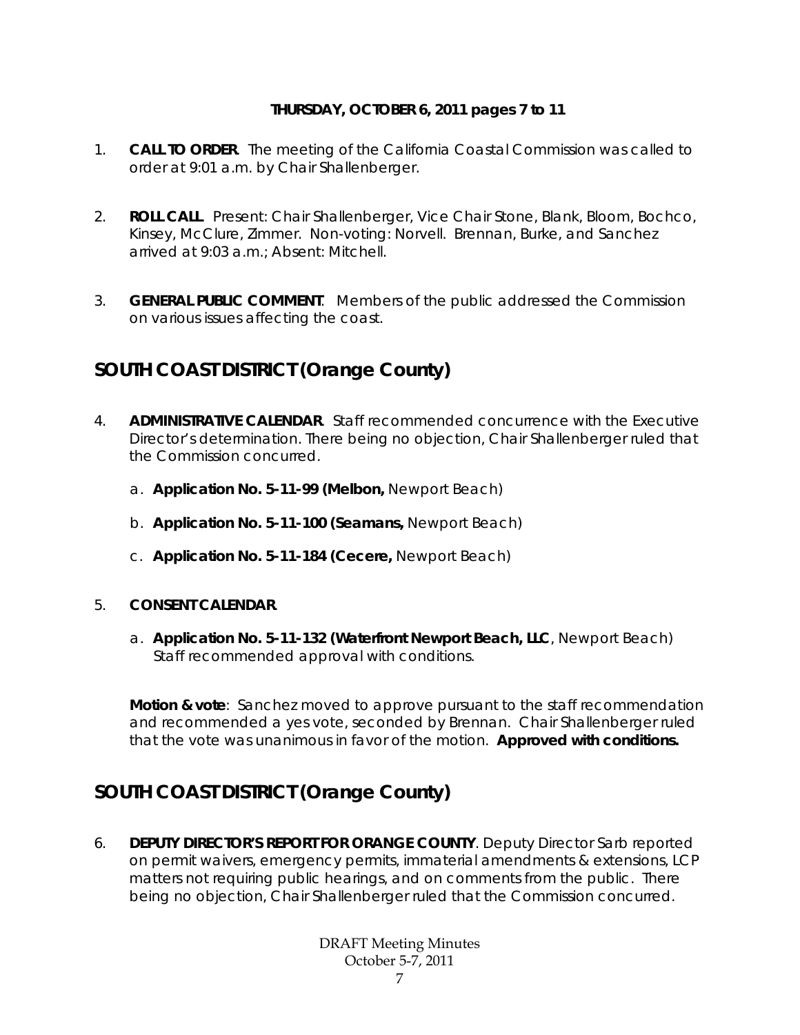**THURSDAY, OCTOBER 6, 2011 pages 7 to 11**

1. **CALL TO ORDER**. The meeting of the California Coastal Commission was called to order at 9:01 a.m. by Chair Shallenberger.

2. **ROLL CALL**. Present: Chair Shallenberger, Vice Chair Stone, Blank, Bloom, Bochco, Kinsey, McClure, Zimmer. Non-voting: Norvell. Brennan, Burke, and Sanchez arrived at 9:03 a.m.; Absent: Mitchell.

3. **GENERAL PUBLIC COMMENT**. Members of the public addressed the Commission on various issues affecting the coast.

## SOUTH COAST DISTRICT (Orange County)

4. **ADMINISTRATIVE CALENDAR**. Staff recommended concurrence with the Executive Director's determination. There being no objection, Chair Shallenberger ruled that the Commission concurred.

   a. **Application No. 5-11-99 (Melbon,** Newport Beach)

   b. **Application No. 5-11-100 (Seamans,** Newport Beach)

   c. **Application No. 5-11-184 (Cecere,** Newport Beach)

5. **CONSENT CALENDAR**.

   a. **Application No. 5-11-132 (Waterfront Newport Beach, LLC**, Newport Beach) Staff recommended approval with conditions.

   **Motion & vote**: Sanchez moved to approve pursuant to the staff recommendation and recommended a yes vote, seconded by Brennan. Chair Shallenberger ruled that the vote was unanimous in favor of the motion. **Approved with conditions.**

## SOUTH COAST DISTRICT (Orange County)

6. **DEPUTY DIRECTOR'S REPORT FOR ORANGE COUNTY**. Deputy Director Sarb reported on permit waivers, emergency permits, immaterial amendments & extensions, LCP matters not requiring public hearings, and on comments from the public. There being no objection, Chair Shallenberger ruled that the Commission concurred.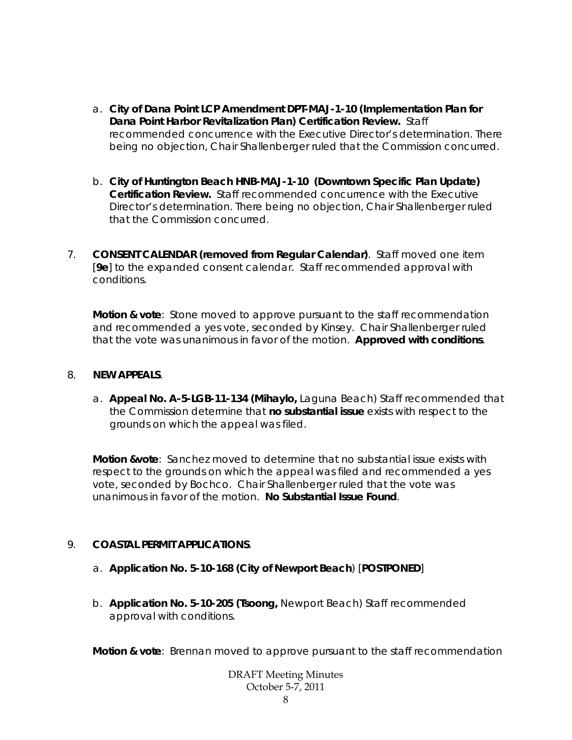a. **City of Dana Point LCP Amendment DPT-MAJ-1-10 (Implementation Plan for Dana Point Harbor Revitalization Plan) Certification Review.** Staff recommended concurrence with the Executive Director's determination. There being no objection, Chair Shallenberger ruled that the Commission concurred.

b. **City of Huntington Beach HNB-MAJ-1-10 (Downtown Specific Plan Update) Certification Review.** Staff recommended concurrence with the Executive Director's determination. There being no objection, Chair Shallenberger ruled that the Commission concurred.

7. **CONSENT CALENDAR (removed from Regular Calendar)**. Staff moved one item [**9e**] to the expanded consent calendar. Staff recommended approval with conditions.

**Motion & vote**: Stone moved to approve pursuant to the staff recommendation and recommended a yes vote, seconded by Kinsey. Chair Shallenberger ruled that the vote was unanimous in favor of the motion. **Approved with conditions**.

8. **NEW APPEALS**.

a. **Appeal No. A-5-LGB-11-134 (Mihaylo,** Laguna Beach) Staff recommended that the Commission determine that **no substantial issue** exists with respect to the grounds on which the appeal was filed.

**Motion &vote**: Sanchez moved to determine that no substantial issue exists with respect to the grounds on which the appeal was filed and recommended a yes vote, seconded by Bochco. Chair Shallenberger ruled that the vote was unanimous in favor of the motion. **No Substantial Issue Found**.

9. **COASTAL PERMIT APPLICATIONS**.

a. **Application No. 5-10-168 (City of Newport Beach**) [**POSTPONED**]

b. **Application No. 5-10-205 (Tsoong,** Newport Beach) Staff recommended approval with conditions.

**Motion & vote**: Brennan moved to approve pursuant to the staff recommendation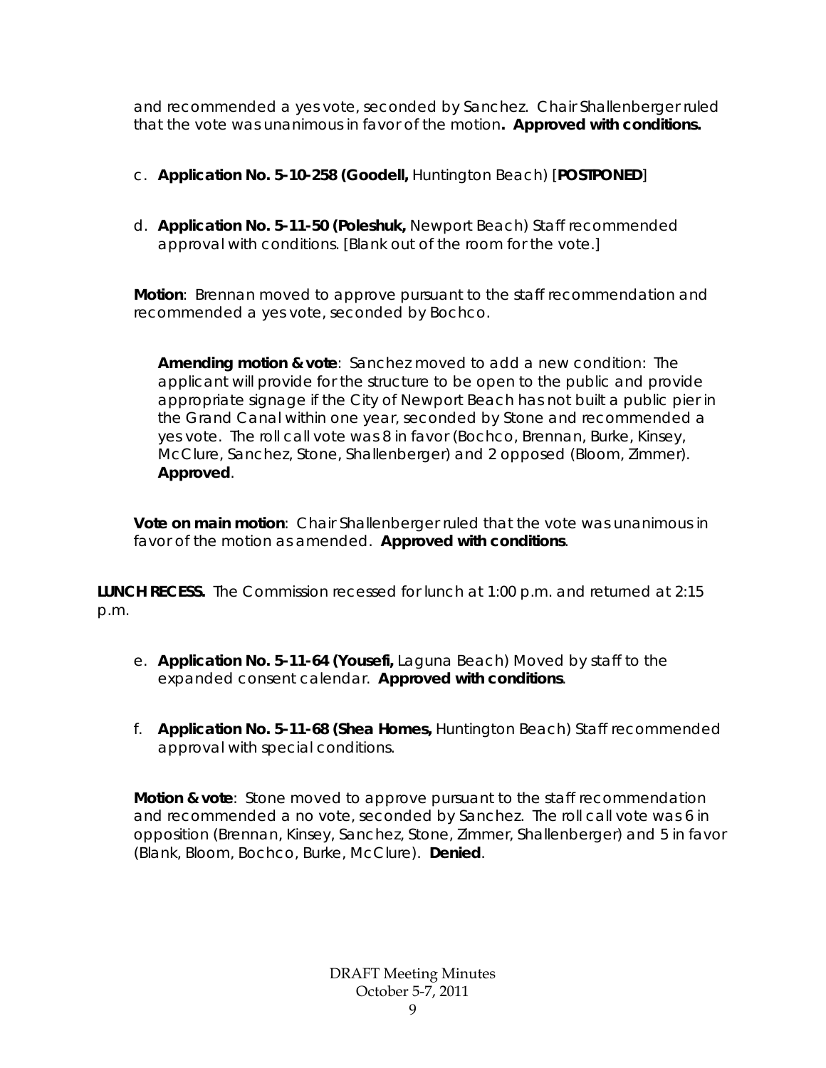and recommended a yes vote, seconded by Sanchez. Chair Shallenberger ruled that the vote was unanimous in favor of the motion**. Approved with conditions.**

c. **Application No. 5-10-258 (Goodell,** Huntington Beach) [**POSTPONED**]

d. **Application No. 5-11-50 (Poleshuk,** Newport Beach) Staff recommended approval with conditions. [Blank out of the room for the vote.]

**Motion**: Brennan moved to approve pursuant to the staff recommendation and recommended a yes vote, seconded by Bochco.

> **Amending motion & vote**: Sanchez moved to add a new condition: The applicant will provide for the structure to be open to the public and provide appropriate signage if the City of Newport Beach has not built a public pier in the Grand Canal within one year, seconded by Stone and recommended a yes vote. The roll call vote was 8 in favor (Bochco, Brennan, Burke, Kinsey, McClure, Sanchez, Stone, Shallenberger) and 2 opposed (Bloom, Zimmer). **Approved**.

**Vote on main motion**: Chair Shallenberger ruled that the vote was unanimous in favor of the motion as amended. **Approved with conditions**.

**LUNCH RECESS.** The Commission recessed for lunch at 1:00 p.m. and returned at 2:15 p.m.

e. **Application No. 5-11-64 (Yousefi,** Laguna Beach) Moved by staff to the expanded consent calendar. **Approved with conditions**.

f. **Application No. 5-11-68 (Shea Homes,** Huntington Beach) Staff recommended approval with special conditions.

**Motion & vote**: Stone moved to approve pursuant to the staff recommendation and recommended a no vote, seconded by Sanchez. The roll call vote was 6 in opposition (Brennan, Kinsey, Sanchez, Stone, Zimmer, Shallenberger) and 5 in favor (Blank, Bloom, Bochco, Burke, McClure). **Denied**.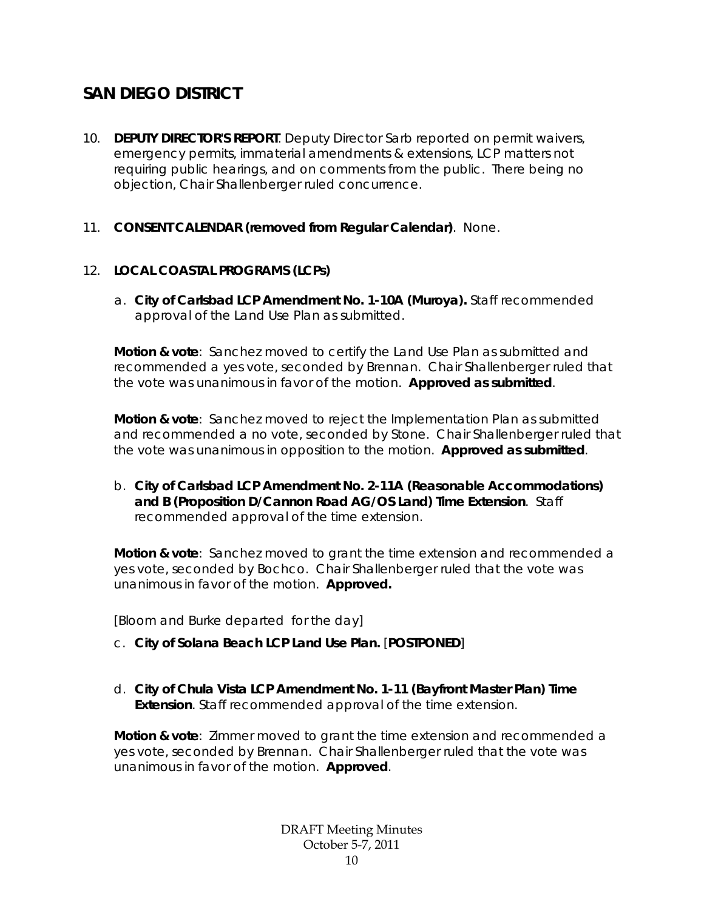## SAN DIEGO DISTRICT

10. **DEPUTY DIRECTOR'S REPORT**. Deputy Director Sarb reported on permit waivers, emergency permits, immaterial amendments & extensions, LCP matters not requiring public hearings, and on comments from the public. There being no objection, Chair Shallenberger ruled concurrence.

11. **CONSENT CALENDAR (removed from Regular Calendar)**. None.

12. **LOCAL COASTAL PROGRAMS (LCPs)**

    a. **City of Carlsbad LCP Amendment No. 1-10A (Muroya).** Staff recommended approval of the Land Use Plan as submitted.

    **Motion & vote**: Sanchez moved to certify the Land Use Plan as submitted and recommended a yes vote, seconded by Brennan. Chair Shallenberger ruled that the vote was unanimous in favor of the motion. **Approved as submitted**.

    **Motion & vote**: Sanchez moved to reject the Implementation Plan as submitted and recommended a no vote, seconded by Stone. Chair Shallenberger ruled that the vote was unanimous in opposition to the motion. **Approved as submitted**.

    b. **City of Carlsbad LCP Amendment No. 2-11A (Reasonable Accommodations) and B (Proposition D/Cannon Road AG/OS Land) Time Extension**. Staff recommended approval of the time extension.

    **Motion & vote**: Sanchez moved to grant the time extension and recommended a yes vote, seconded by Bochco. Chair Shallenberger ruled that the vote was unanimous in favor of the motion. **Approved.**

    [Bloom and Burke departed for the day]

    c. **City of Solana Beach LCP Land Use Plan.** [**POSTPONED**]

    d. **City of Chula Vista LCP Amendment No. 1-11 (Bayfront Master Plan) Time Extension**. Staff recommended approval of the time extension.

    **Motion & vote**: Zimmer moved to grant the time extension and recommended a yes vote, seconded by Brennan. Chair Shallenberger ruled that the vote was unanimous in favor of the motion. **Approved**.

DRAFT Meeting Minutes
October 5-7, 2011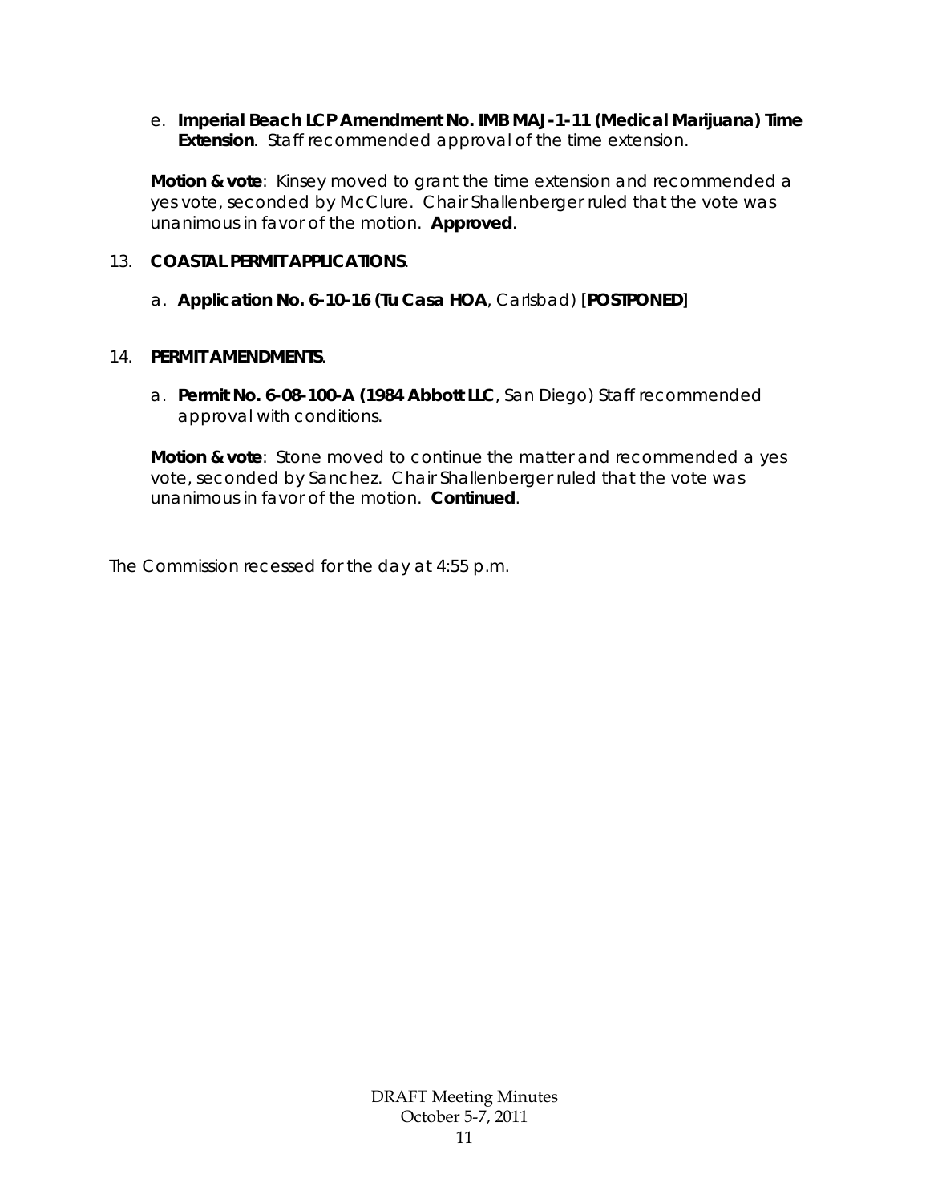e. **Imperial Beach LCP Amendment No. IMB MAJ-1-11 (Medical Marijuana) Time Extension**. Staff recommended approval of the time extension.

**Motion & vote**: Kinsey moved to grant the time extension and recommended a yes vote, seconded by McClure. Chair Shallenberger ruled that the vote was unanimous in favor of the motion. **Approved**.

13. **COASTAL PERMIT APPLICATIONS**.

    a. **Application No. 6-10-16 (Tu Casa HOA**, Carlsbad) [**POSTPONED**]

14. **PERMIT AMENDMENTS**.

    a. **Permit No. 6-08-100-A (1984 Abbott LLC**, San Diego) Staff recommended approval with conditions.

**Motion & vote**: Stone moved to continue the matter and recommended a yes vote, seconded by Sanchez. Chair Shallenberger ruled that the vote was unanimous in favor of the motion. **Continued**.

The Commission recessed for the day at 4:55 p.m.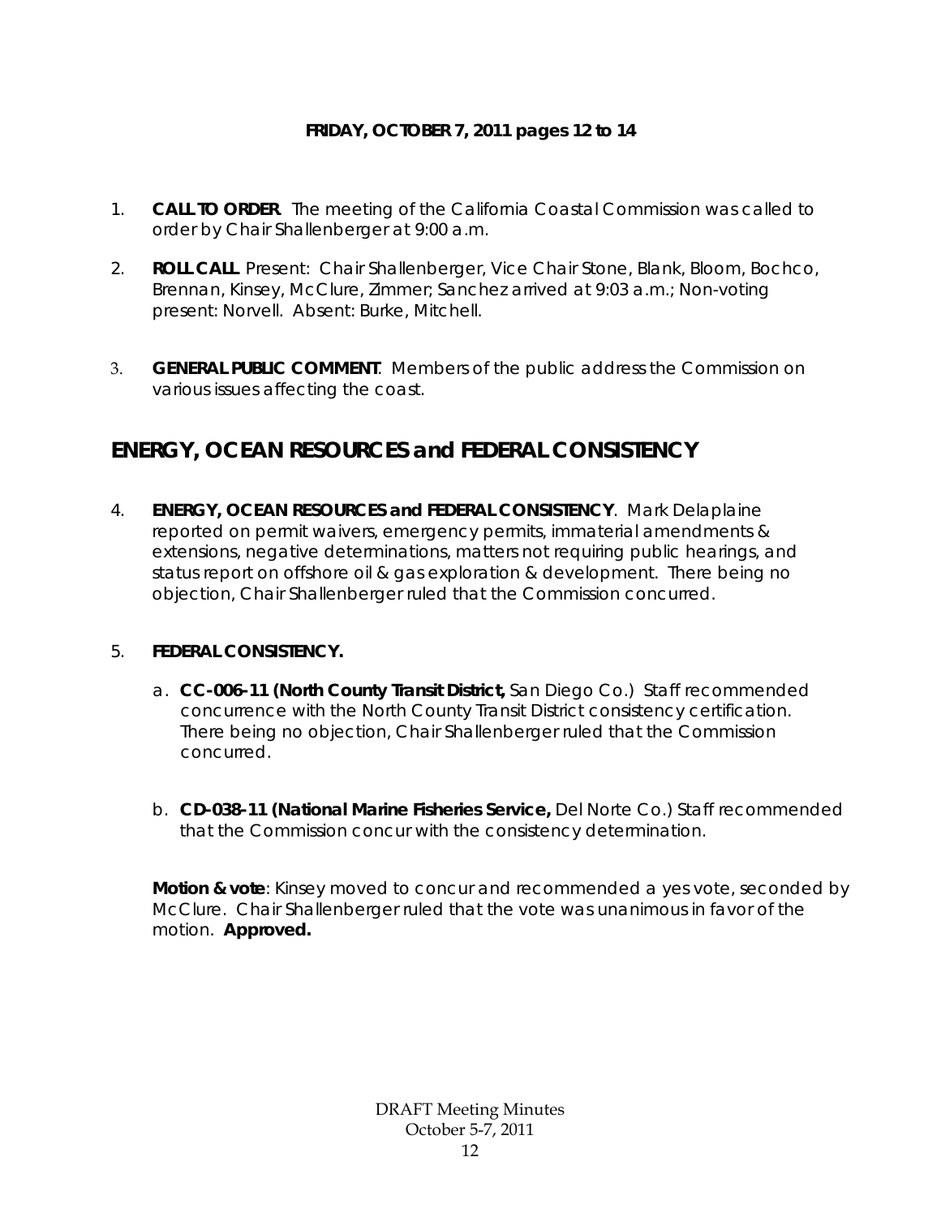**FRIDAY, OCTOBER 7, 2011 pages 12 to 14**

1. **CALL TO ORDER**. The meeting of the California Coastal Commission was called to order by Chair Shallenberger at 9:00 a.m.

2. **ROLL CALL**. Present: Chair Shallenberger, Vice Chair Stone, Blank, Bloom, Bochco, Brennan, Kinsey, McClure, Zimmer; Sanchez arrived at 9:03 a.m.; Non-voting present: Norvell. Absent: Burke, Mitchell.

3. **GENERAL PUBLIC COMMENT**. Members of the public address the Commission on various issues affecting the coast.

## ENERGY, OCEAN RESOURCES and FEDERAL CONSISTENCY

4. **ENERGY, OCEAN RESOURCES and FEDERAL CONSISTENCY**. Mark Delaplaine reported on permit waivers, emergency permits, immaterial amendments & extensions, negative determinations, matters not requiring public hearings, and status report on offshore oil & gas exploration & development. There being no objection, Chair Shallenberger ruled that the Commission concurred.

5. **FEDERAL CONSISTENCY.**

   a. **CC-006-11 (North County Transit District,** San Diego Co.) Staff recommended concurrence with the North County Transit District consistency certification. There being no objection, Chair Shallenberger ruled that the Commission concurred.

   b. **CD-038-11 (National Marine Fisheries Service,** Del Norte Co.) Staff recommended that the Commission concur with the consistency determination.

   **Motion & vote**: Kinsey moved to concur and recommended a yes vote, seconded by McClure. Chair Shallenberger ruled that the vote was unanimous in favor of the motion. **Approved.**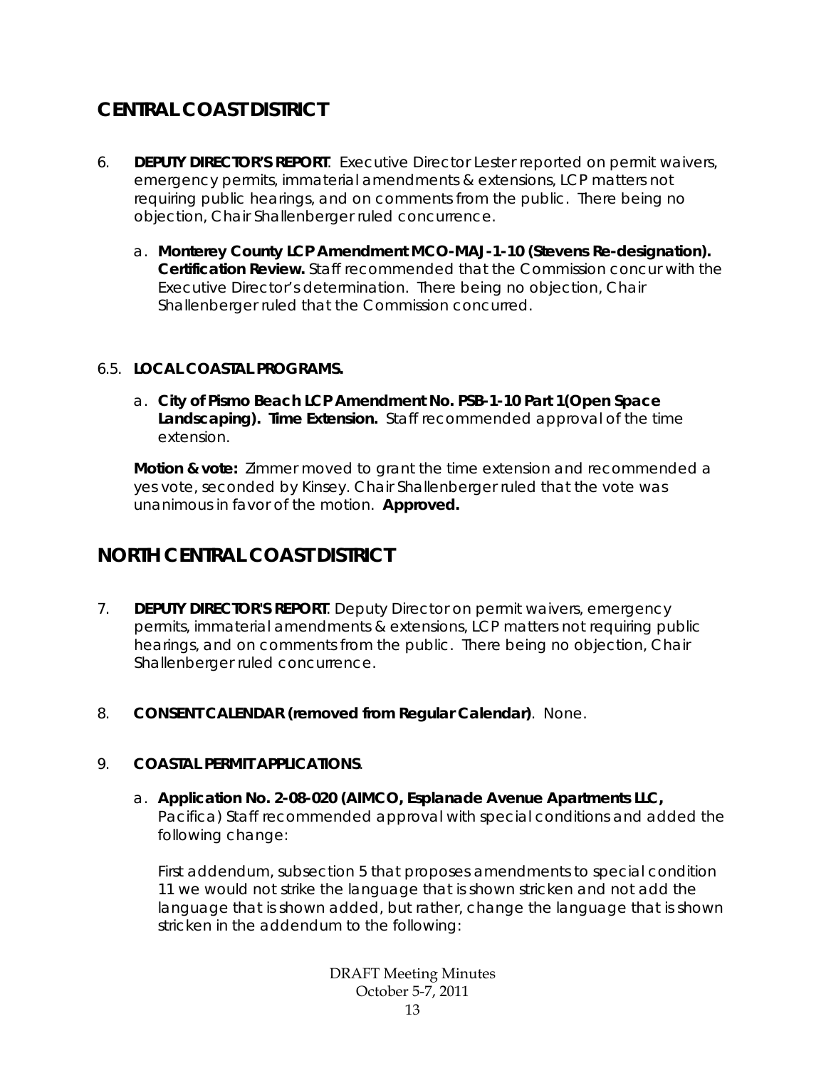## CENTRAL COAST DISTRICT

6. **DEPUTY DIRECTOR'S REPORT**. Executive Director Lester reported on permit waivers, emergency permits, immaterial amendments & extensions, LCP matters not requiring public hearings, and on comments from the public. There being no objection, Chair Shallenberger ruled concurrence.

   a. **Monterey County LCP Amendment MCO-MAJ-1-10 (Stevens Re-designation). Certification Review.** Staff recommended that the Commission concur with the Executive Director's determination. There being no objection, Chair Shallenberger ruled that the Commission concurred.

6.5. **LOCAL COASTAL PROGRAMS.**

   a. **City of Pismo Beach LCP Amendment No. PSB-1-10 Part 1(Open Space Landscaping). Time Extension.** Staff recommended approval of the time extension.

   **Motion & vote:** Zimmer moved to grant the time extension and recommended a yes vote, seconded by Kinsey. Chair Shallenberger ruled that the vote was unanimous in favor of the motion. **Approved.**

## NORTH CENTRAL COAST DISTRICT

7. **DEPUTY DIRECTOR'S REPORT**. Deputy Director on permit waivers, emergency permits, immaterial amendments & extensions, LCP matters not requiring public hearings, and on comments from the public. There being no objection, Chair Shallenberger ruled concurrence.

8. **CONSENT CALENDAR (removed from Regular Calendar)**. None.

9. **COASTAL PERMIT APPLICATIONS**.

   a. **Application No. 2-08-020 (AIMCO, Esplanade Avenue Apartments LLC,** Pacifica) Staff recommended approval with special conditions and added the following change:

   First addendum, subsection 5 that proposes amendments to special condition 11 we would not strike the language that is shown stricken and not add the language that is shown added, but rather, change the language that is shown stricken in the addendum to the following: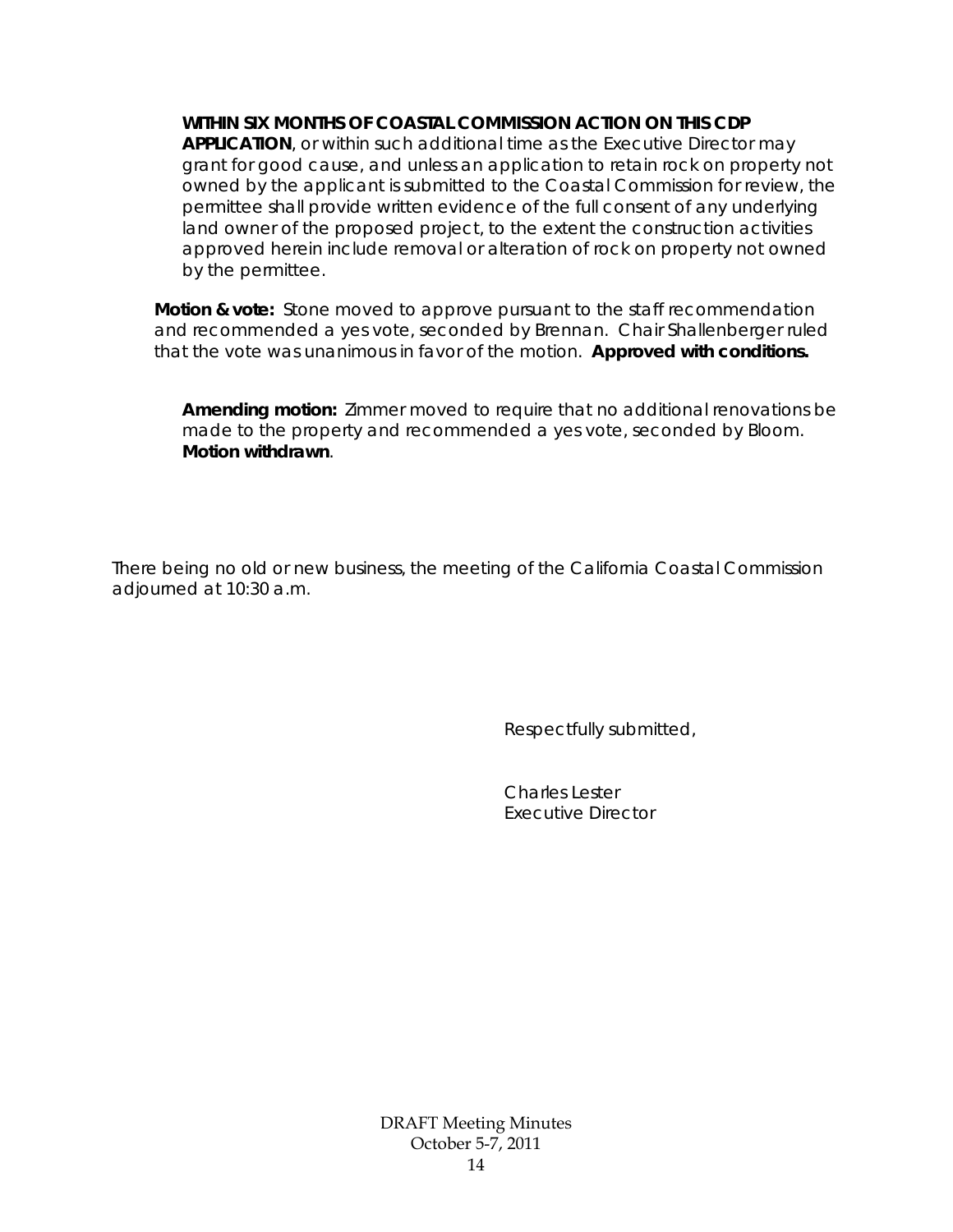**WITHIN SIX MONTHS OF COASTAL COMMISSION ACTION ON THIS CDP APPLICATION**, or within such additional time as the Executive Director may grant for good cause, and unless an application to retain rock on property not owned by the applicant is submitted to the Coastal Commission for review, the permittee shall provide written evidence of the full consent of any underlying land owner of the proposed project, to the extent the construction activities approved herein include removal or alteration of rock on property not owned by the permittee.

**Motion & vote:** Stone moved to approve pursuant to the staff recommendation and recommended a yes vote, seconded by Brennan. Chair Shallenberger ruled that the vote was unanimous in favor of the motion. **Approved with conditions.**

**Amending motion:** Zimmer moved to require that no additional renovations be made to the property and recommended a yes vote, seconded by Bloom. **Motion withdrawn**.

There being no old or new business, the meeting of the California Coastal Commission adjourned at 10:30 a.m.

Respectfully submitted,

Charles Lester
Executive Director

DRAFT Meeting Minutes
October 5-7, 2011